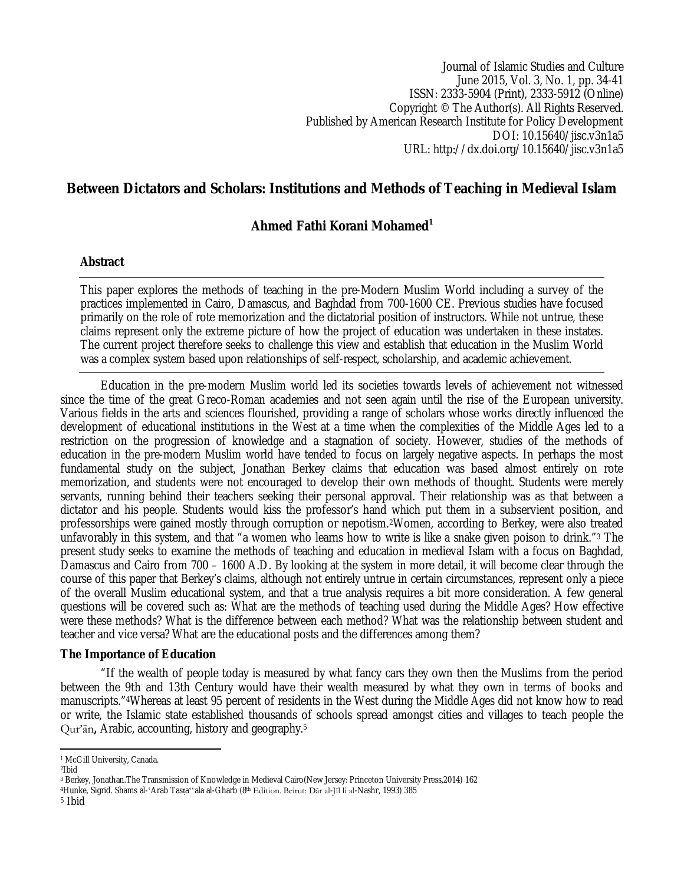Journal of Islamic Studies and Culture
June 2015, Vol. 3, No. 1, pp. 34-41
ISSN: 2333-5904 (Print), 2333-5912 (Online)
Copyright © The Author(s). All Rights Reserved.
Published by American Research Institute for Policy Development
DOI: 10.15640/jisc.v3n1a5
URL: http://dx.doi.org/10.15640/jisc.v3n1a5

# Between Dictators and Scholars: Institutions and Methods of Teaching in Medieval Islam

**Ahmed Fathi Korani Mohamed[1]**

**Abstract**

This paper explores the methods of teaching in the pre-Modern Muslim World including a survey of the practices implemented in Cairo, Damascus, and Baghdad from 700-1600 CE. Previous studies have focused primarily on the role of rote memorization and the dictatorial position of instructors. While not untrue, these claims represent only the extreme picture of how the project of education was undertaken in these instates. The current project therefore seeks to challenge this view and establish that education in the Muslim World was a complex system based upon relationships of self-respect, scholarship, and academic achievement.

---

Education in the pre-modern Muslim world led its societies towards levels of achievement not witnessed since the time of the great Greco-Roman academies and not seen again until the rise of the European university. Various fields in the arts and sciences flourished, providing a range of scholars whose works directly influenced the development of educational institutions in the West at a time when the complexities of the Middle Ages led to a restriction on the progression of knowledge and a stagnation of society. However, studies of the methods of education in the pre-modern Muslim world have tended to focus on largely negative aspects. In perhaps the most fundamental study on the subject, Jonathan Berkey claims that education was based almost entirely on rote memorization, and students were not encouraged to develop their own methods of thought. Students were merely servants, running behind their teachers seeking their personal approval. Their relationship was as that between a dictator and his people. Students would kiss the professor's hand which put them in a subservient position, and professorships were gained mostly through corruption or nepotism.[2] Women, according to Berkey, were also treated unfavorably in this system, and that "a women who learns how to write is like a snake given poison to drink."[3] The present study seeks to examine the methods of teaching and education in medieval Islam with a focus on Baghdad, Damascus and Cairo from 700 – 1600 A.D. By looking at the system in more detail, it will become clear through the course of this paper that Berkey's claims, although not entirely untrue in certain circumstances, represent only a piece of the overall Muslim educational system, and that a true analysis requires a bit more consideration. A few general questions will be covered such as: What are the methods of teaching used during the Middle Ages? How effective were these methods? What is the difference between each method? What was the relationship between student and teacher and vice versa? What are the educational posts and the differences among them?

## The Importance of Education

"If the wealth of people today is measured by what fancy cars they own then the Muslims from the period between the 9th and 13th Century would have their wealth measured by what they own in terms of books and manuscripts."[4] Whereas at least 95 percent of residents in the West during the Middle Ages did not know how to read or write, the Islamic state established thousands of schools spread amongst cities and villages to teach people the Qur'ān**,** Arabic, accounting, history and geography.[5]

---

[1] McGill University, Canada.

[2] Ibid

[3] Berkey, Jonathan.The Transmission of Knowledge in Medieval Cairo(New Jersey: Princeton University Press,2014) 162

[4] Hunke, Sigrid. Shams al-'Arab Tasṭa''ala al-Gharb (8th Edition. Beirut: Dār al-Jīl li al-Nashr, 1993) 385

[5] Ibid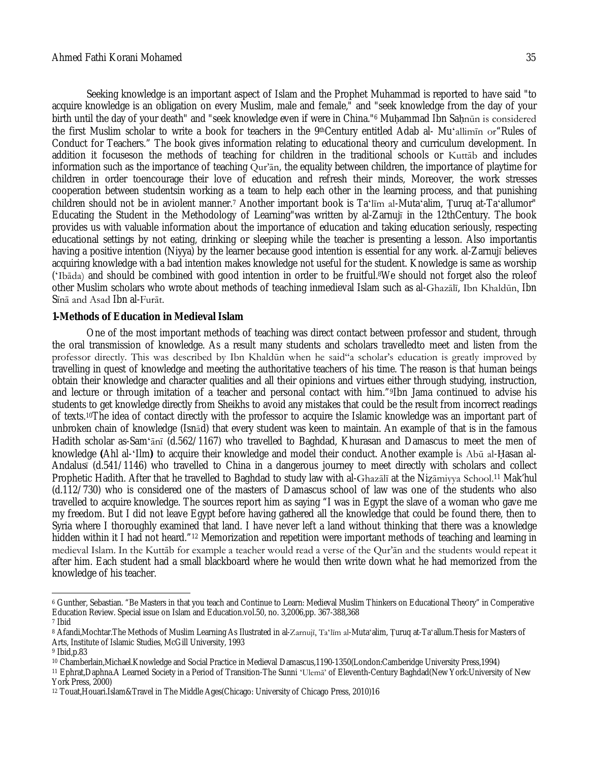Seeking knowledge is an important aspect of Islam and the Prophet Muhammad is reported to have said "to acquire knowledge is an obligation on every Muslim, male and female," and "seek knowledge from the day of your birth until the day of your death" and "seek knowledge even if were in China."[6] Muḥammad Ibn Saḥnūn is considered the first Muslim scholar to write a book for teachers in the 9thCentury entitled Adab al- Mu'allimīn or"Rules of Conduct for Teachers." The book gives information relating to educational theory and curriculum development. In addition it focuseson the methods of teaching for children in the traditional schools or Kuttāb and includes information such as the importance of teaching Qur'ān, the equality between children, the importance of playtime for children in order toencourage their love of education and refresh their minds, Moreover, the work stresses cooperation between studentsin working as a team to help each other in the learning process, and that punishing children should not be in aviolent manner.[7] Another important book is Ta'līm al-Muta'alim, Ṭuruq at-Ta'allumor" Educating the Student in the Methodology of Learning"was written by al-Zarnujī in the 12thCentury. The book provides us with valuable information about the importance of education and taking education seriously, respecting educational settings by not eating, drinking or sleeping while the teacher is presenting a lesson. Also importantis having a positive intention (Niyya) by the learner because good intention is essential for any work. al-Zarnujī believes acquiring knowledge with a bad intention makes knowledge not useful for the student. Knowledge is same as worship ('Ibāda) and should be combined with good intention in order to be fruitful.[8]We should not forget also the roleof other Muslim scholars who wrote about methods of teaching inmedieval Islam such as al-Ghazālī, Ibn Khaldūn, Ibn Sīnā and Asad Ibn al-Furāt.

**1-Methods of Education in Medieval Islam**

One of the most important methods of teaching was direct contact between professor and student, through the oral transmission of knowledge. As a result many students and scholars travelledto meet and listen from the professor directly. This was described by Ibn Khaldūn when he said"a scholar's education is greatly improved by travelling in quest of knowledge and meeting the authoritative teachers of his time. The reason is that human beings obtain their knowledge and character qualities and all their opinions and virtues either through studying, instruction, and lecture or through imitation of a teacher and personal contact with him."[9]Ibn Jama continued to advise his students to get knowledge directly from Sheikhs to avoid any mistakes that could be the result from incorrect readings of texts.[10]The idea of contact directly with the professor to acquire the Islamic knowledge was an important part of unbroken chain of knowledge (Isnād) that every student was keen to maintain. An example of that is in the famous Hadith scholar as-Sam'ānī (d.562/1167) who travelled to Baghdad, Khurasan and Damascus to meet the men of knowledge **(**Ahl al-'Ilm**)** to acquire their knowledge and model their conduct. Another example is Abū al-Ḥasan al-Andalusī (d.541/1146) who travelled to China in a dangerous journey to meet directly with scholars and collect Prophetic Hadith. After that he travelled to Baghdad to study law with al-Ghazālī at the Niẓāmiyya School.[11] Mak'hul (d.112/730) who is considered one of the masters of Damascus school of law was one of the students who also travelled to acquire knowledge. The sources report him as saying "I was in Egypt the slave of a woman who gave me my freedom. But I did not leave Egypt before having gathered all the knowledge that could be found there, then to Syria where I thoroughly examined that land. I have never left a land without thinking that there was a knowledge hidden within it I had not heard."[12] Memorization and repetition were important methods of teaching and learning in medieval Islam. In the Kuttāb for example a teacher would read a verse of the Qur'ān and the students would repeat it after him. Each student had a small blackboard where he would then write down what he had memorized from the knowledge of his teacher.

---

[6] Gunther, Sebastian. "Be Masters in that you teach and Continue to Learn: Medieval Muslim Thinkers on Educational Theory" in Comperative Education Review. Special issue on Islam and Education.vol.50, no. 3,2006,pp. 367-388,368

[7] Ibid

[8] Afandi,Mochtar.The Methods of Muslim Learning As Ilustrated in al-Zarnujī, Ta'līm al-Muta'alim, Ṭuruq at-Ta'allum.Thesis for Masters of Arts, Institute of Islamic Studies, McGill University, 1993

[9] Ibid,p.83

[10] Chamberlain,Michael.Knowledge and Social Practice in Medieval Damascus,1190-1350(London:Camberidge University Press,1994)

[11] Ephrat,Daphna.A Learned Society in a Period of Transition-The Sunni 'Ulemā' of Eleventh-Century Baghdad(New York:University of New York Press, 2000)

[12] Touat,Houari.Islam&Travel in The Middle Ages(Chicago: University of Chicago Press, 2010)16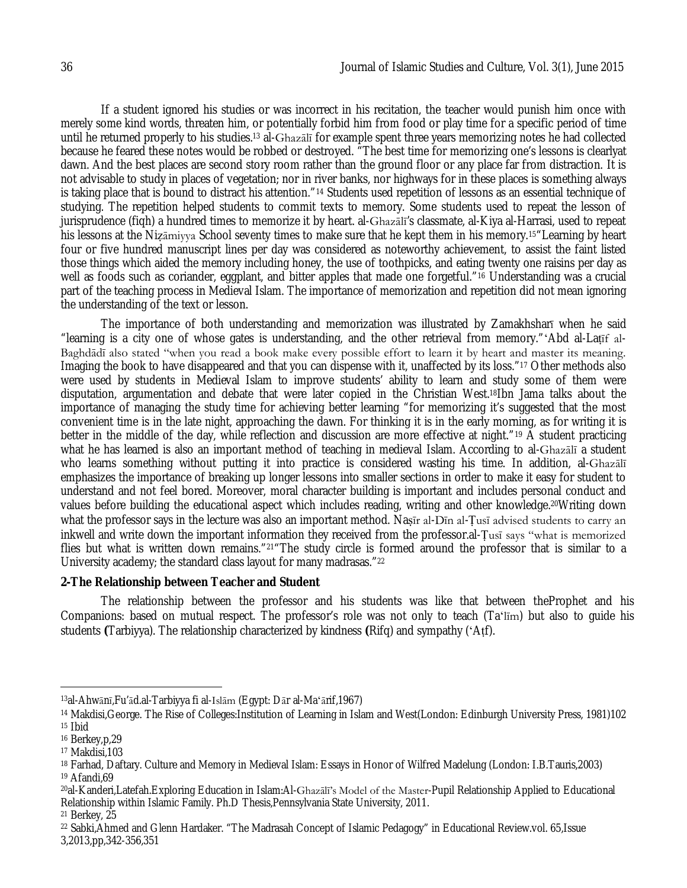If a student ignored his studies or was incorrect in his recitation, the teacher would punish him once with merely some kind words, threaten him, or potentially forbid him from food or play time for a specific period of time until he returned properly to his studies.[13] al-Ghazālī for example spent three years memorizing notes he had collected because he feared these notes would be robbed or destroyed. "The best time for memorizing one's lessons is clearlyat dawn. And the best places are second story room rather than the ground floor or any place far from distraction. It is not advisable to study in places of vegetation; nor in river banks, nor highways for in these places is something always is taking place that is bound to distract his attention."[14] Students used repetition of lessons as an essential technique of studying. The repetition helped students to commit texts to memory. Some students used to repeat the lesson of jurisprudence (fiqh) a hundred times to memorize it by heart. al-Ghazālī's classmate, al-Kiya al-Harrasi, used to repeat his lessons at the Niẓāmiyya School seventy times to make sure that he kept them in his memory.[15]"Learning by heart four or five hundred manuscript lines per day was considered as noteworthy achievement, to assist the faint listed those things which aided the memory including honey, the use of toothpicks, and eating twenty one raisins per day as well as foods such as coriander, eggplant, and bitter apples that made one forgetful."[16] Understanding was a crucial part of the teaching process in Medieval Islam. The importance of memorization and repetition did not mean ignoring the understanding of the text or lesson.

The importance of both understanding and memorization was illustrated by Zamakhsharī when he said "learning is a city one of whose gates is understanding, and the other retrieval from memory."'Abd al-Laṭīf al-Baghdādī also stated "when you read a book make every possible effort to learn it by heart and master its meaning. Imaging the book to have disappeared and that you can dispense with it, unaffected by its loss."[17] Other methods also were used by students in Medieval Islam to improve students' ability to learn and study some of them were disputation, argumentation and debate that were later copied in the Christian West.[18]Ibn Jama talks about the importance of managing the study time for achieving better learning "for memorizing it's suggested that the most convenient time is in the late night, approaching the dawn. For thinking it is in the early morning, as for writing it is better in the middle of the day, while reflection and discussion are more effective at night."[19] A student practicing what he has learned is also an important method of teaching in medieval Islam. According to al-Ghazālī a student who learns something without putting it into practice is considered wasting his time. In addition, al-Ghazālī emphasizes the importance of breaking up longer lessons into smaller sections in order to make it easy for student to understand and not feel bored. Moreover, moral character building is important and includes personal conduct and values before building the educational aspect which includes reading, writing and other knowledge.[20]Writing down what the professor says in the lecture was also an important method. Naṣīr al-Dīn al-Ṭusī advised students to carry an inkwell and write down the important information they received from the professor.al-Ṭusī says "what is memorized flies but what is written down remains."[21]"The study circle is formed around the professor that is similar to a University academy; the standard class layout for many madrasas."[22]

**2-The Relationship between Teacher and Student**

The relationship between the professor and his students was like that between theProphet and his Companions: based on mutual respect. The professor's role was not only to teach (Ta'līm) but also to guide his students **(**Tarbiyya). The relationship characterized by kindness **(**Rifq) and sympathy ('Aṭf).

---

[13]al-Ahwānī,Fu'ād.al-Tarbiyya fi al-Islām (Egypt: Dār al-Ma'ārif,1967)

[14] Makdisi,George. The Rise of Colleges:Institution of Learning in Islam and West(London: Edinburgh University Press, 1981)102

[15] Ibid

[16] Berkey,p,29

[17] Makdisi,103

[18] Farhad, Daftary. Culture and Memory in Medieval Islam: Essays in Honor of Wilfred Madelung (London: I.B.Tauris,2003)

[19] Afandi,69

[20]al-Kanderi,Latefah.Exploring Education in Islam:Al-Ghazālī's Model of the Master-Pupil Relationship Applied to Educational Relationship within Islamic Family. Ph.D Thesis,Pennsylvania State University, 2011.

[21] Berkey, 25

[22] Sabki,Ahmed and Glenn Hardaker. "The Madrasah Concept of Islamic Pedagogy" in Educational Review.vol. 65,Issue 3,2013,pp,342-356,351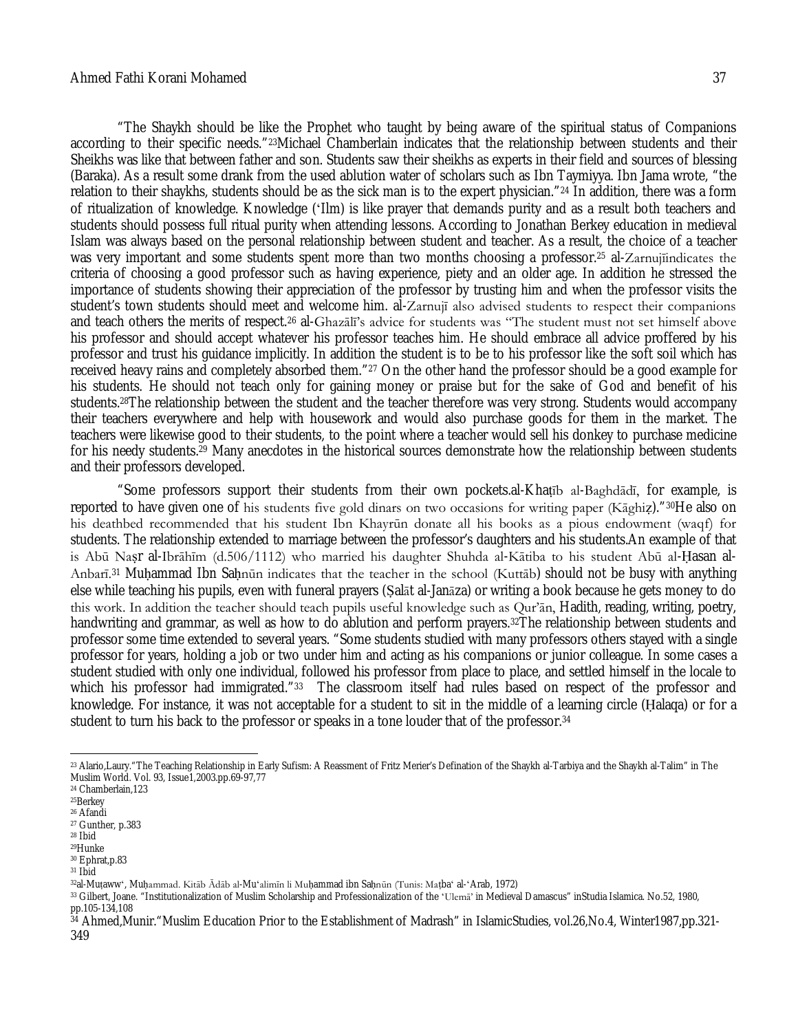"The Shaykh should be like the Prophet who taught by being aware of the spiritual status of Companions according to their specific needs."[23]Michael Chamberlain indicates that the relationship between students and their Sheikhs was like that between father and son. Students saw their sheikhs as experts in their field and sources of blessing (Baraka). As a result some drank from the used ablution water of scholars such as Ibn Taymiyya. Ibn Jama wrote, "the relation to their shaykhs, students should be as the sick man is to the expert physician."[24] In addition, there was a form of ritualization of knowledge. Knowledge ('Ilm) is like prayer that demands purity and as a result both teachers and students should possess full ritual purity when attending lessons. According to Jonathan Berkey education in medieval Islam was always based on the personal relationship between student and teacher. As a result, the choice of a teacher was very important and some students spent more than two months choosing a professor.[25] al-Zarnujīindicates the criteria of choosing a good professor such as having experience, piety and an older age. In addition he stressed the importance of students showing their appreciation of the professor by trusting him and when the professor visits the student's town students should meet and welcome him. al-Zarnujī also advised students to respect their companions and teach others the merits of respect.[26] al-Ghazālī's advice for students was "The student must not set himself above his professor and should accept whatever his professor teaches him. He should embrace all advice proffered by his professor and trust his guidance implicitly. In addition the student is to be to his professor like the soft soil which has received heavy rains and completely absorbed them."[27] On the other hand the professor should be a good example for his students. He should not teach only for gaining money or praise but for the sake of God and benefit of his students.[28]The relationship between the student and the teacher therefore was very strong. Students would accompany their teachers everywhere and help with housework and would also purchase goods for them in the market. The teachers were likewise good to their students, to the point where a teacher would sell his donkey to purchase medicine for his needy students.[29] Many anecdotes in the historical sources demonstrate how the relationship between students and their professors developed.

"Some professors support their students from their own pockets.al-Khaṭīb al-Baghdādī, for example, is reported to have given one of his students five gold dinars on two occasions for writing paper (Kāghiẓ)."[30]He also on his deathbed recommended that his student Ibn Khayrūn donate all his books as a pious endowment (waqf) for students. The relationship extended to marriage between the professor's daughters and his students.An example of that is Abū Naṣr al-Ibrāhīm (d.506/1112) who married his daughter Shuhda al-Kātiba to his student Abū al-Ḥasan al-Anbarī.[31] Muḥammad Ibn Saḥnūn indicates that the teacher in the school (Kuttāb) should not be busy with anything else while teaching his pupils, even with funeral prayers (Ṣalāt al-Janāza) or writing a book because he gets money to do this work. In addition the teacher should teach pupils useful knowledge such as Qur'ān, Hadith, reading, writing, poetry, handwriting and grammar, as well as how to do ablution and perform prayers.[32]The relationship between students and professor some time extended to several years. "Some students studied with many professors others stayed with a single professor for years, holding a job or two under him and acting as his companions or junior colleague. In some cases a student studied with only one individual, followed his professor from place to place, and settled himself in the locale to which his professor had immigrated."[33] The classroom itself had rules based on respect of the professor and knowledge. For instance, it was not acceptable for a student to sit in the middle of a learning circle (Ḥalaqa) or for a student to turn his back to the professor or speaks in a tone louder that of the professor.[34]

---

[23] Alario,Laury."The Teaching Relationship in Early Sufism: A Reassment of Fritz Merier's Defination of the Shaykh al-Tarbiya and the Shaykh al-Talim" in The Muslim World. Vol. 93, Issue1,2003.pp.69-97,77

[24] Chamberlain,123

[25] Berkey

[26] Afandi

[27] Gunther, p.383

[28] Ibid

[29] Hunke

[30] Ephrat,p.83

[31] Ibid

[32] al-Muṭaww', Muḥammad. Kitāb Ādāb al-Mu'alimīn li Muḥammad ibn Saḥnūn (Tunis: Maṭba' al-'Arab, 1972)

[33] Gilbert, Joane. "Institutionalization of Muslim Scholarship and Professionalization of the 'Ulemā' in Medieval Damascus" inStudia Islamica. No.52, 1980, pp.105-134,108

[34] Ahmed,Munir."Muslim Education Prior to the Establishment of Madrash" in IslamicStudies, vol.26,No.4, Winter1987,pp.321-349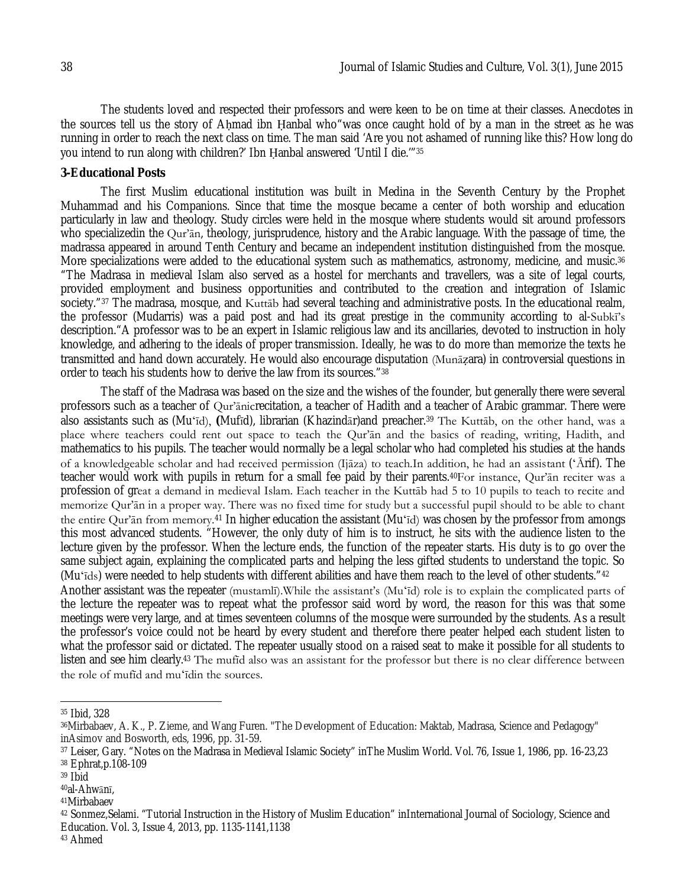The students loved and respected their professors and were keen to be on time at their classes. Anecdotes in the sources tell us the story of Aḥmad ibn Ḥanbal who"was once caught hold of by a man in the street as he was running in order to reach the next class on time. The man said 'Are you not ashamed of running like this? How long do you intend to run along with children?' Ibn Ḥanbal answered 'Until I die.'"[35]

### 3-Educational Posts

The first Muslim educational institution was built in Medina in the Seventh Century by the Prophet Muhammad and his Companions. Since that time the mosque became a center of both worship and education particularly in law and theology. Study circles were held in the mosque where students would sit around professors who specializedin the Qur'ān, theology, jurisprudence, history and the Arabic language. With the passage of time, the madrassa appeared in around Tenth Century and became an independent institution distinguished from the mosque. More specializations were added to the educational system such as mathematics, astronomy, medicine, and music.[36] "The Madrasa in medieval Islam also served as a hostel for merchants and travellers, was a site of legal courts, provided employment and business opportunities and contributed to the creation and integration of Islamic society."[37] The madrasa, mosque, and Kuttāb had several teaching and administrative posts. In the educational realm, the professor (Mudarris) was a paid post and had its great prestige in the community according to al-Subkī's description."A professor was to be an expert in Islamic religious law and its ancillaries, devoted to instruction in holy knowledge, and adhering to the ideals of proper transmission. Ideally, he was to do more than memorize the texts he transmitted and hand down accurately. He would also encourage disputation (Munāẓara) in controversial questions in order to teach his students how to derive the law from its sources."[38]

The staff of the Madrasa was based on the size and the wishes of the founder, but generally there were several professors such as a teacher of Qur'ānicrecitation, a teacher of Hadith and a teacher of Arabic grammar. There were also assistants such as (Mu'īd), (Mufīd), librarian (Khazindār)and preacher.[39] The Kuttāb, on the other hand, was a place where teachers could rent out space to teach the Qur'ān and the basics of reading, writing, Hadith, and mathematics to his pupils. The teacher would normally be a legal scholar who had completed his studies at the hands of a knowledgeable scholar and had received permission (Ijāza) to teach.In addition, he had an assistant ('Ārif). The teacher would work with pupils in return for a small fee paid by their parents.[40]For instance, Qur'ān reciter was a profession of great a demand in medieval Islam. Each teacher in the Kuttāb had 5 to 10 pupils to teach to recite and memorize Qur'ān in a proper way. There was no fixed time for study but a successful pupil should to be able to chant the entire Qur'ān from memory.[41] In higher education the assistant (Mu'īd) was chosen by the professor from amongs this most advanced students. "However, the only duty of him is to instruct, he sits with the audience listen to the lecture given by the professor. When the lecture ends, the function of the repeater starts. His duty is to go over the same subject again, explaining the complicated parts and helping the less gifted students to understand the topic. So (Mu'īds) were needed to help students with different abilities and have them reach to the level of other students."[42]

Another assistant was the repeater (mustamlī).While the assistant's (Mu'īd) role is to explain the complicated parts of the lecture the repeater was to repeat what the professor said word by word, the reason for this was that some meetings were very large, and at times seventeen columns of the mosque were surrounded by the students. As a result the professor's voice could not be heard by every student and therefore there peater helped each student listen to what the professor said or dictated. The repeater usually stood on a raised seat to make it possible for all students to listen and see him clearly.[43] The mufīd also was an assistant for the professor but there is no clear difference between the role of mufīd and mu'īdin the sources.

---

[35] Ibid, 328

[36] Mirbabaev, A. K., P. Zieme, and Wang Furen. "The Development of Education: Maktab, Madrasa, Science and Pedagogy" inAsimov and Bosworth, eds, 1996, pp. 31-59.

[37] Leiser, Gary. "Notes on the Madrasa in Medieval Islamic Society" inThe Muslim World. Vol. 76, Issue 1, 1986, pp. 16-23,23

[38] Ephrat,p.108-109

[39] Ibid

[40] al-Ahwānī,

[41] Mirbabaev

[42] Sonmez,Selami. "Tutorial Instruction in the History of Muslim Education" inInternational Journal of Sociology, Science and Education. Vol. 3, Issue 4, 2013, pp. 1135-1141,1138

[43] Ahmed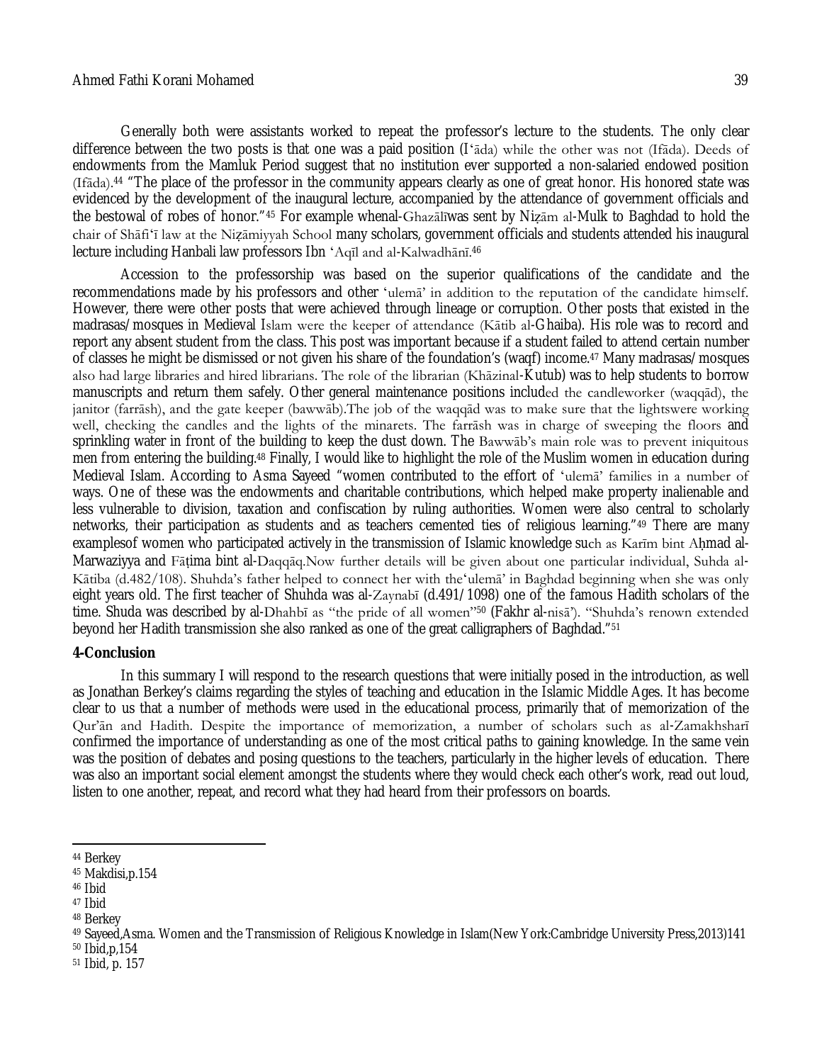Generally both were assistants worked to repeat the professor's lecture to the students. The only clear difference between the two posts is that one was a paid position (I'āda) while the other was not (Ifāda). Deeds of endowments from the Mamluk Period suggest that no institution ever supported a non-salaried endowed position (Ifāda).[44] "The place of the professor in the community appears clearly as one of great honor. His honored state was evidenced by the development of the inaugural lecture, accompanied by the attendance of government officials and the bestowal of robes of honor."[45] For example whenal-Ghazālīwas sent by Niẓām al-Mulk to Baghdad to hold the chair of Shāfi'ī law at the Niẓāmiyyah School many scholars, government officials and students attended his inaugural lecture including Hanbali law professors Ibn 'Aqīl and al-Kalwadhānī.[46]

Accession to the professorship was based on the superior qualifications of the candidate and the recommendations made by his professors and other 'ulemā' in addition to the reputation of the candidate himself. However, there were other posts that were achieved through lineage or corruption. Other posts that existed in the madrasas/mosques in Medieval Islam were the keeper of attendance (Kātib al-Ghaiba). His role was to record and report any absent student from the class. This post was important because if a student failed to attend certain number of classes he might be dismissed or not given his share of the foundation's (waqf) income.[47] Many madrasas/mosques also had large libraries and hired librarians. The role of the librarian (Khāzinal-Kutub) was to help students to borrow manuscripts and return them safely. Other general maintenance positions included the candleworker (waqqād), the janitor (farrāsh), and the gate keeper (bawwāb).The job of the waqqād was to make sure that the lightswere working well, checking the candles and the lights of the minarets. The farrāsh was in charge of sweeping the floors and sprinkling water in front of the building to keep the dust down. The Bawwāb's main role was to prevent iniquitous men from entering the building.[48] Finally, I would like to highlight the role of the Muslim women in education during Medieval Islam. According to Asma Sayeed "women contributed to the effort of 'ulemā' families in a number of ways. One of these was the endowments and charitable contributions, which helped make property inalienable and less vulnerable to division, taxation and confiscation by ruling authorities. Women were also central to scholarly networks, their participation as students and as teachers cemented ties of religious learning."[49] There are many examplesof women who participated actively in the transmission of Islamic knowledge such as Karīm bint Aḥmad al-Marwaziyya and Fāṭima bint al-Daqqāq.Now further details will be given about one particular individual, Suhda al-Kātiba (d.482/108). Shuhda's father helped to connect her with the'ulemā' in Baghdad beginning when she was only eight years old. The first teacher of Shuhda was al-Zaynabī (d.491/1098) one of the famous Hadith scholars of the time. Shuda was described by al-Dhahbī as "the pride of all women"[50] (Fakhr al-nisā'). "Shuhda's renown extended beyond her Hadith transmission she also ranked as one of the great calligraphers of Baghdad."[51]

## 4-Conclusion

In this summary I will respond to the research questions that were initially posed in the introduction, as well as Jonathan Berkey's claims regarding the styles of teaching and education in the Islamic Middle Ages. It has become clear to us that a number of methods were used in the educational process, primarily that of memorization of the Qur'ān and Hadith. Despite the importance of memorization, a number of scholars such as al-Zamakhsharī confirmed the importance of understanding as one of the most critical paths to gaining knowledge. In the same vein was the position of debates and posing questions to the teachers, particularly in the higher levels of education. There was also an important social element amongst the students where they would check each other's work, read out loud, listen to one another, repeat, and record what they had heard from their professors on boards.

---

[44] Berkey

[45] Makdisi,p.154

[46] Ibid

[47] Ibid

[48] Berkey

[49] Sayeed,Asma. Women and the Transmission of Religious Knowledge in Islam(New York:Cambridge University Press,2013)141

[50] Ibid,p,154

[51] Ibid, p. 157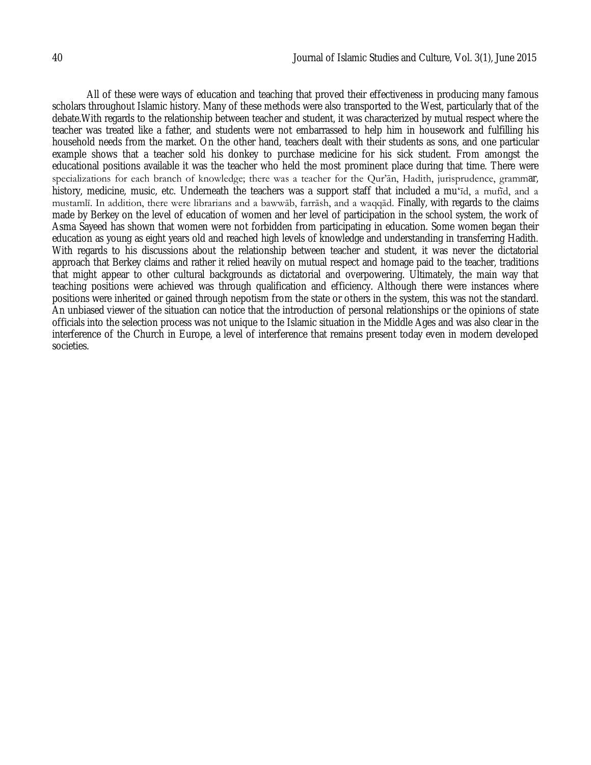All of these were ways of education and teaching that proved their effectiveness in producing many famous scholars throughout Islamic history. Many of these methods were also transported to the West, particularly that of the debate.With regards to the relationship between teacher and student, it was characterized by mutual respect where the teacher was treated like a father, and students were not embarrassed to help him in housework and fulfilling his household needs from the market. On the other hand, teachers dealt with their students as sons, and one particular example shows that a teacher sold his donkey to purchase medicine for his sick student. From amongst the educational positions available it was the teacher who held the most prominent place during that time. There were specializations for each branch of knowledge; there was a teacher for the Qur'ān, Hadith, jurisprudence, grammar, history, medicine, music, etc. Underneath the teachers was a support staff that included a mu'īd, a mufīd, and a mustamlī. In addition, there were librarians and a bawwāb, farrāsh, and a waqqād. Finally, with regards to the claims made by Berkey on the level of education of women and her level of participation in the school system, the work of Asma Sayeed has shown that women were not forbidden from participating in education. Some women began their education as young as eight years old and reached high levels of knowledge and understanding in transferring Hadith. With regards to his discussions about the relationship between teacher and student, it was never the dictatorial approach that Berkey claims and rather it relied heavily on mutual respect and homage paid to the teacher, traditions that might appear to other cultural backgrounds as dictatorial and overpowering. Ultimately, the main way that teaching positions were achieved was through qualification and efficiency. Although there were instances where positions were inherited or gained through nepotism from the state or others in the system, this was not the standard. An unbiased viewer of the situation can notice that the introduction of personal relationships or the opinions of state officials into the selection process was not unique to the Islamic situation in the Middle Ages and was also clear in the interference of the Church in Europe, a level of interference that remains present today even in modern developed societies.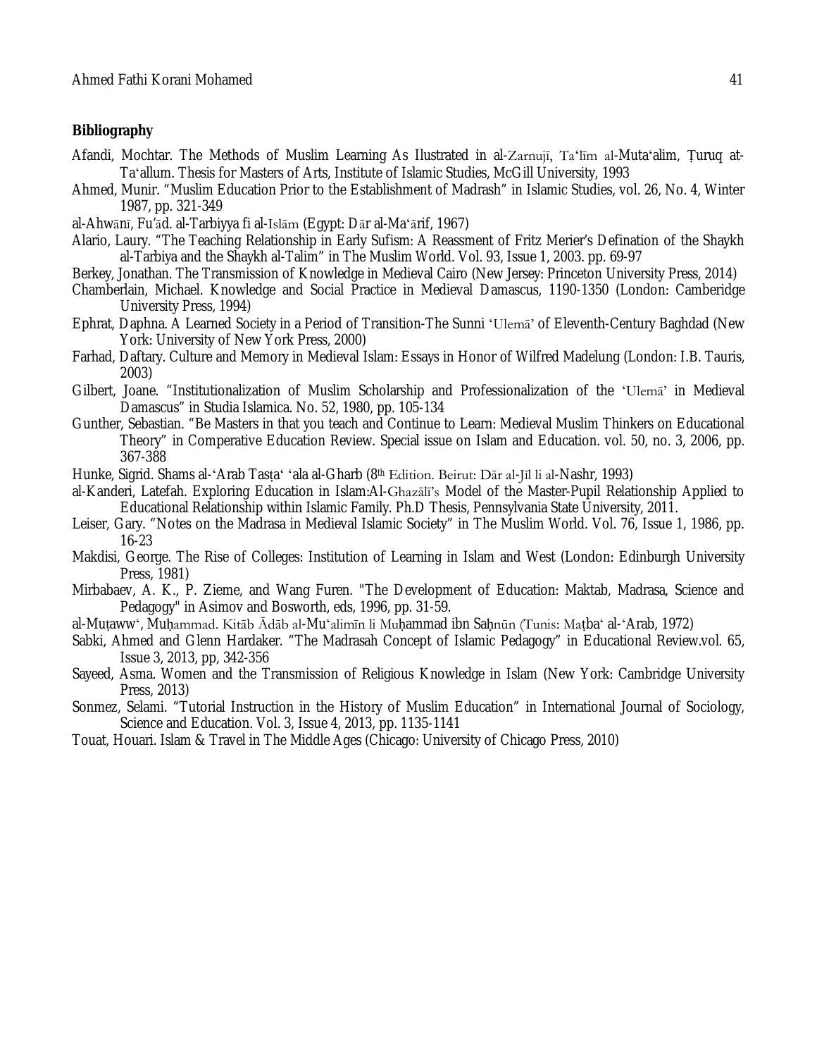**Bibliography**

Afandi, Mochtar. The Methods of Muslim Learning As Ilustrated in al-Zarnujī, Ta'līm al-Muta'alim, Ṭuruq at-Ta'allum. Thesis for Masters of Arts, Institute of Islamic Studies, McGill University, 1993

Ahmed, Munir. "Muslim Education Prior to the Establishment of Madrash" in Islamic Studies, vol. 26, No. 4, Winter 1987, pp. 321-349

al-Ahwānī, Fu'ād. al-Tarbiyya fi al-Islām (Egypt: Dār al-Ma'ārif, 1967)

Alario, Laury. "The Teaching Relationship in Early Sufism: A Reassment of Fritz Merier's Defination of the Shaykh al-Tarbiya and the Shaykh al-Talim" in The Muslim World. Vol. 93, Issue 1, 2003. pp. 69-97

Berkey, Jonathan. The Transmission of Knowledge in Medieval Cairo (New Jersey: Princeton University Press, 2014)

Chamberlain, Michael. Knowledge and Social Practice in Medieval Damascus, 1190-1350 (London: Camberidge University Press, 1994)

Ephrat, Daphna. A Learned Society in a Period of Transition-The Sunni 'Ulemā' of Eleventh-Century Baghdad (New York: University of New York Press, 2000)

Farhad, Daftary. Culture and Memory in Medieval Islam: Essays in Honor of Wilfred Madelung (London: I.B. Tauris, 2003)

Gilbert, Joane. "Institutionalization of Muslim Scholarship and Professionalization of the 'Ulemā' in Medieval Damascus" in Studia Islamica. No. 52, 1980, pp. 105-134

Gunther, Sebastian. "Be Masters in that you teach and Continue to Learn: Medieval Muslim Thinkers on Educational Theory" in Comperative Education Review. Special issue on Islam and Education. vol. 50, no. 3, 2006, pp. 367-388

Hunke, Sigrid. Shams al-'Arab Tasṭa' 'ala al-Gharb (8th Edition. Beirut: Dār al-Jīl li al-Nashr, 1993)

al-Kanderi, Latefah. Exploring Education in Islam:Al-Ghazālī's Model of the Master-Pupil Relationship Applied to Educational Relationship within Islamic Family. Ph.D Thesis, Pennsylvania State University, 2011.

Leiser, Gary. "Notes on the Madrasa in Medieval Islamic Society" in The Muslim World. Vol. 76, Issue 1, 1986, pp. 16-23

Makdisi, George. The Rise of Colleges: Institution of Learning in Islam and West (London: Edinburgh University Press, 1981)

Mirbabaev, A. K., P. Zieme, and Wang Furen. "The Development of Education: Maktab, Madrasa, Science and Pedagogy" in Asimov and Bosworth, eds, 1996, pp. 31-59.

al-Muṭaww', Muḥammad. Kitāb Ādāb al-Mu'alimīn li Muḥammad ibn Saḥnūn (Tunis: Maṭba' al-'Arab, 1972)

Sabki, Ahmed and Glenn Hardaker. "The Madrasah Concept of Islamic Pedagogy" in Educational Review.vol. 65, Issue 3, 2013, pp, 342-356

Sayeed, Asma. Women and the Transmission of Religious Knowledge in Islam (New York: Cambridge University Press, 2013)

Sonmez, Selami. "Tutorial Instruction in the History of Muslim Education" in International Journal of Sociology, Science and Education. Vol. 3, Issue 4, 2013, pp. 1135-1141

Touat, Houari. Islam & Travel in The Middle Ages (Chicago: University of Chicago Press, 2010)